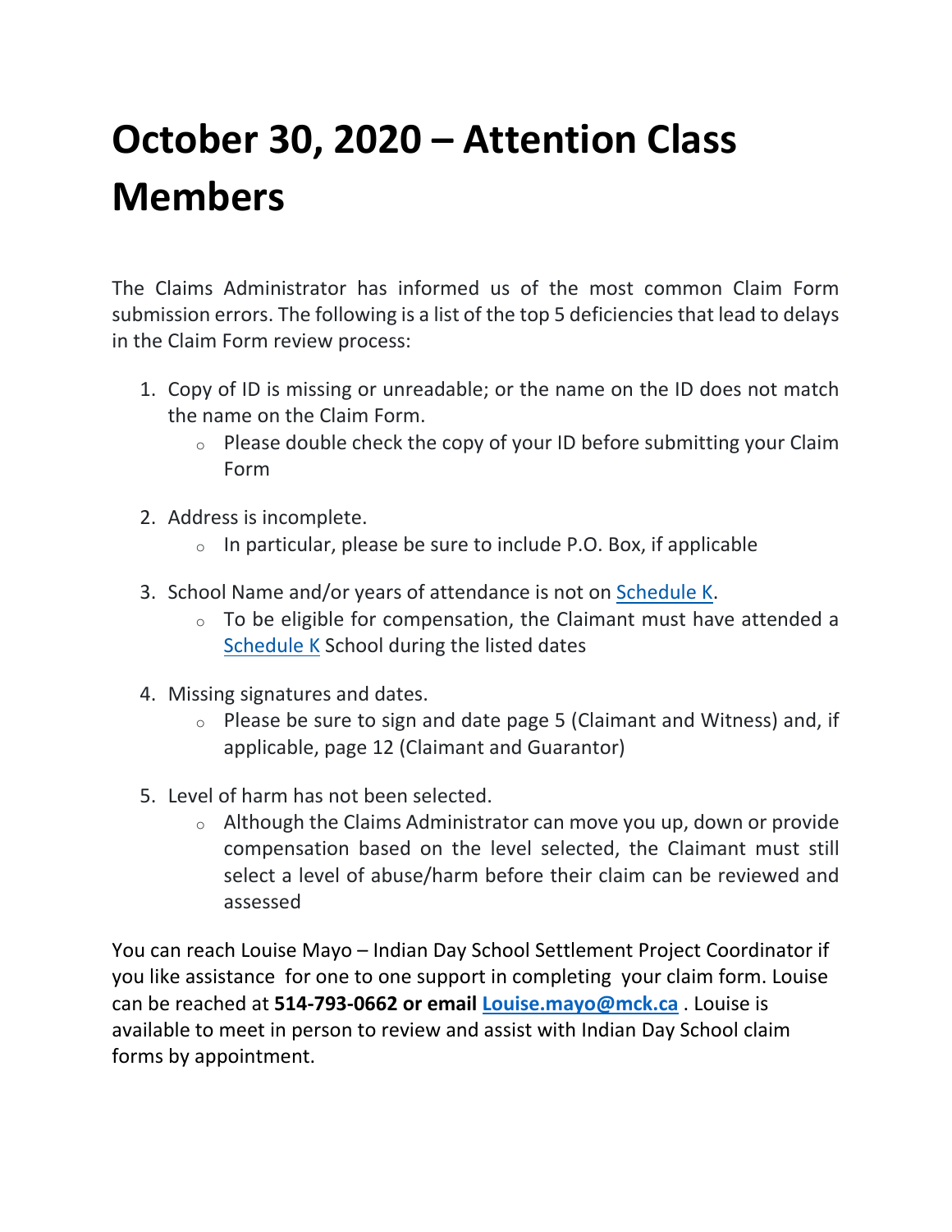# October 30, 2020 – Attention Class Members

The Claims Administrator has informed us of the most common Claim Form submission errors. The following is a list of the top 5 deficiencies that lead to delays in the Claim Form review process:

1. Copy of ID is missing or unreadable; or the name on the ID does not match the name on the Claim Form.
   - Please double check the copy of your ID before submitting your Claim Form
2. Address is incomplete.
   - In particular, please be sure to include P.O. Box, if applicable
3. School Name and/or years of attendance is not on Schedule K.
   - To be eligible for compensation, the Claimant must have attended a Schedule K School during the listed dates
4. Missing signatures and dates.
   - Please be sure to sign and date page 5 (Claimant and Witness) and, if applicable, page 12 (Claimant and Guarantor)
5. Level of harm has not been selected.
   - Although the Claims Administrator can move you up, down or provide compensation based on the level selected, the Claimant must still select a level of abuse/harm before their claim can be reviewed and assessed

You can reach Louise Mayo – Indian Day School Settlement Project Coordinator if you like assistance for one to one support in completing your claim form. Louise can be reached at **514-793-0662 or email Louise.mayo@mck.ca** . Louise is available to meet in person to review and assist with Indian Day School claim forms by appointment.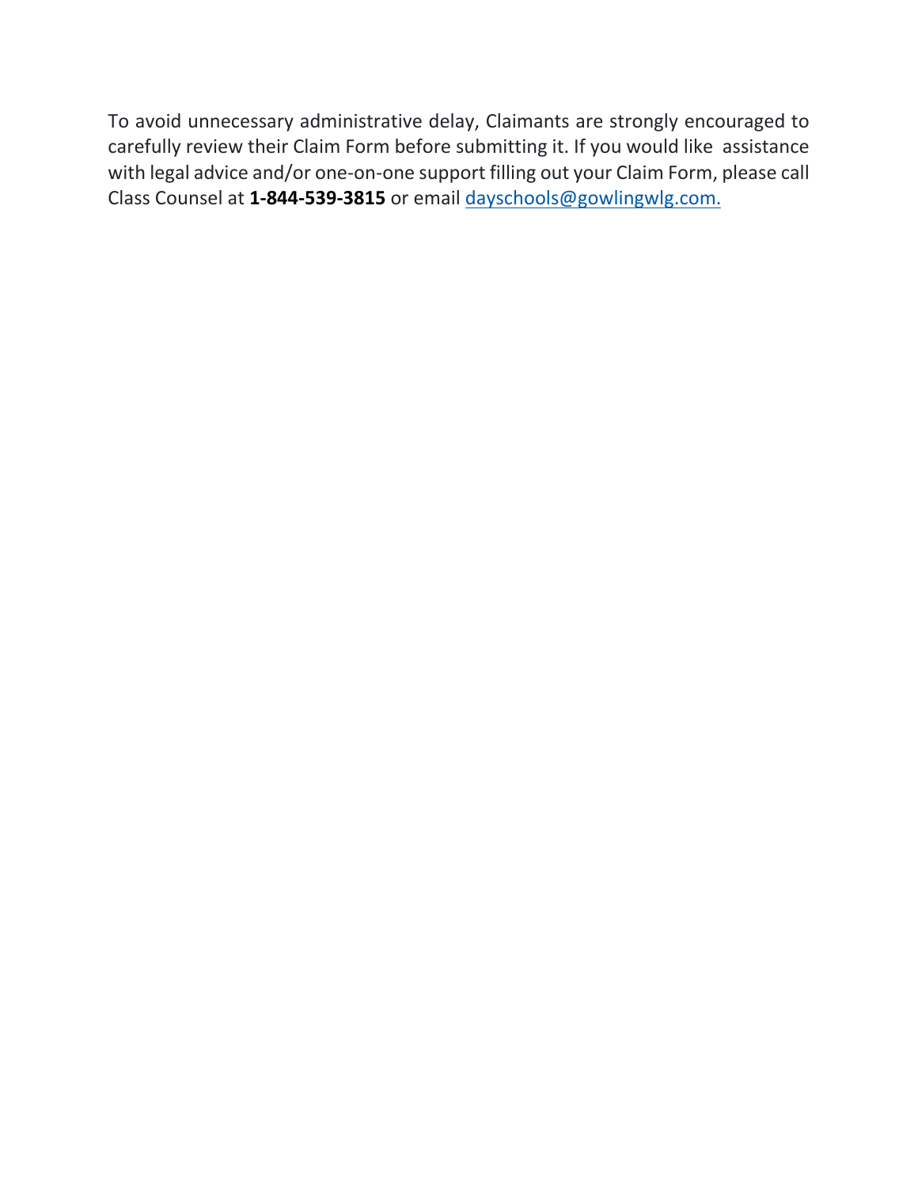To avoid unnecessary administrative delay, Claimants are strongly encouraged to carefully review their Claim Form before submitting it. If you would like assistance with legal advice and/or one-on-one support filling out your Claim Form, please call Class Counsel at **1-844-539-3815** or email dayschools@gowlingwlg.com.